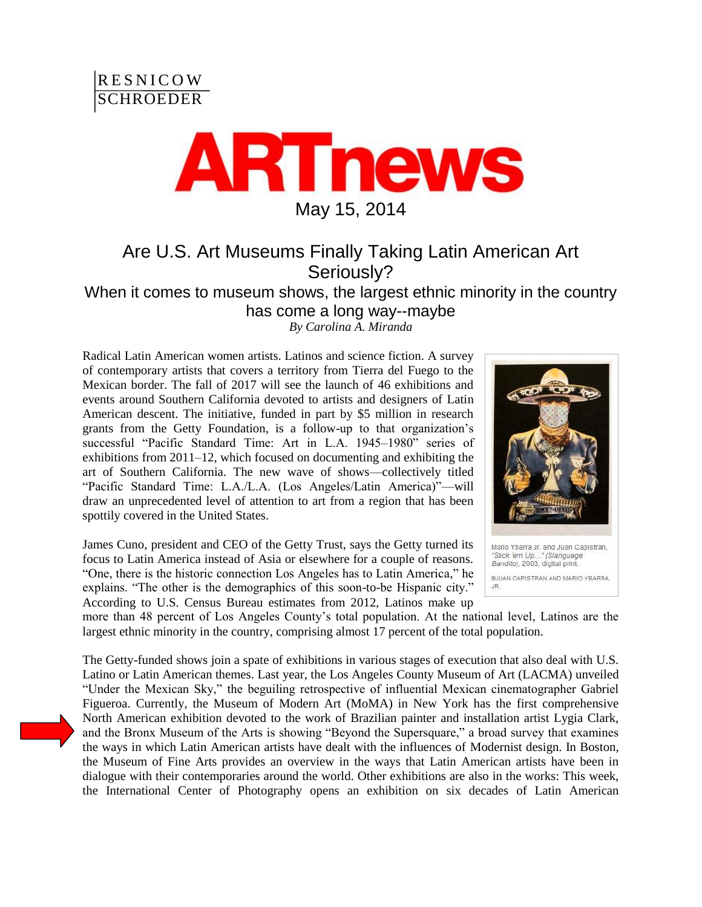RESNICOW SCHROEDER

# ARTnews

May 15, 2014

## Are U.S. Art Museums Finally Taking Latin American Art Seriously?

### When it comes to museum shows, the largest ethnic minority in the country has come a long way--maybe

*By Carolina A. Miranda*

Radical Latin American women artists. Latinos and science fiction. A survey of contemporary artists that covers a territory from Tierra del Fuego to the Mexican border. The fall of 2017 will see the launch of 46 exhibitions and events around Southern California devoted to artists and designers of Latin American descent. The initiative, funded in part by $5 million in research grants from the Getty Foundation, is a follow-up to that organization's successful "Pacific Standard Time: Art in L.A. 1945–1980" series of exhibitions from 2011–12, which focused on documenting and exhibiting the art of Southern California. The new wave of shows—collectively titled "Pacific Standard Time: L.A./L.A. (Los Angeles/Latin America)"—will draw an unprecedented level of attention to art from a region that has been spottily covered in the United States.

Mario Ybarra Jr. and Juan Capistran, *"Stick 'em Up..." (Slanguage Bandito)*, 2003, digital print.
©JUAN CAPISTRAN AND MARIO YBARRA, JR.

James Cuno, president and CEO of the Getty Trust, says the Getty turned its focus to Latin America instead of Asia or elsewhere for a couple of reasons. "One, there is the historic connection Los Angeles has to Latin America," he explains. "The other is the demographics of this soon-to-be Hispanic city." According to U.S. Census Bureau estimates from 2012, Latinos make up more than 48 percent of Los Angeles County's total population. At the national level, Latinos are the largest ethnic minority in the country, comprising almost 17 percent of the total population.

The Getty-funded shows join a spate of exhibitions in various stages of execution that also deal with U.S. Latino or Latin American themes. Last year, the Los Angeles County Museum of Art (LACMA) unveiled "Under the Mexican Sky," the beguiling retrospective of influential Mexican cinematographer Gabriel Figueroa. Currently, the Museum of Modern Art (MoMA) in New York has the first comprehensive North American exhibition devoted to the work of Brazilian painter and installation artist Lygia Clark, and the Bronx Museum of the Arts is showing "Beyond the Supersquare," a broad survey that examines the ways in which Latin American artists have dealt with the influences of Modernist design. In Boston, the Museum of Fine Arts provides an overview in the ways that Latin American artists have been in dialogue with their contemporaries around the world. Other exhibitions are also in the works: This week, the International Center of Photography opens an exhibition on six decades of Latin American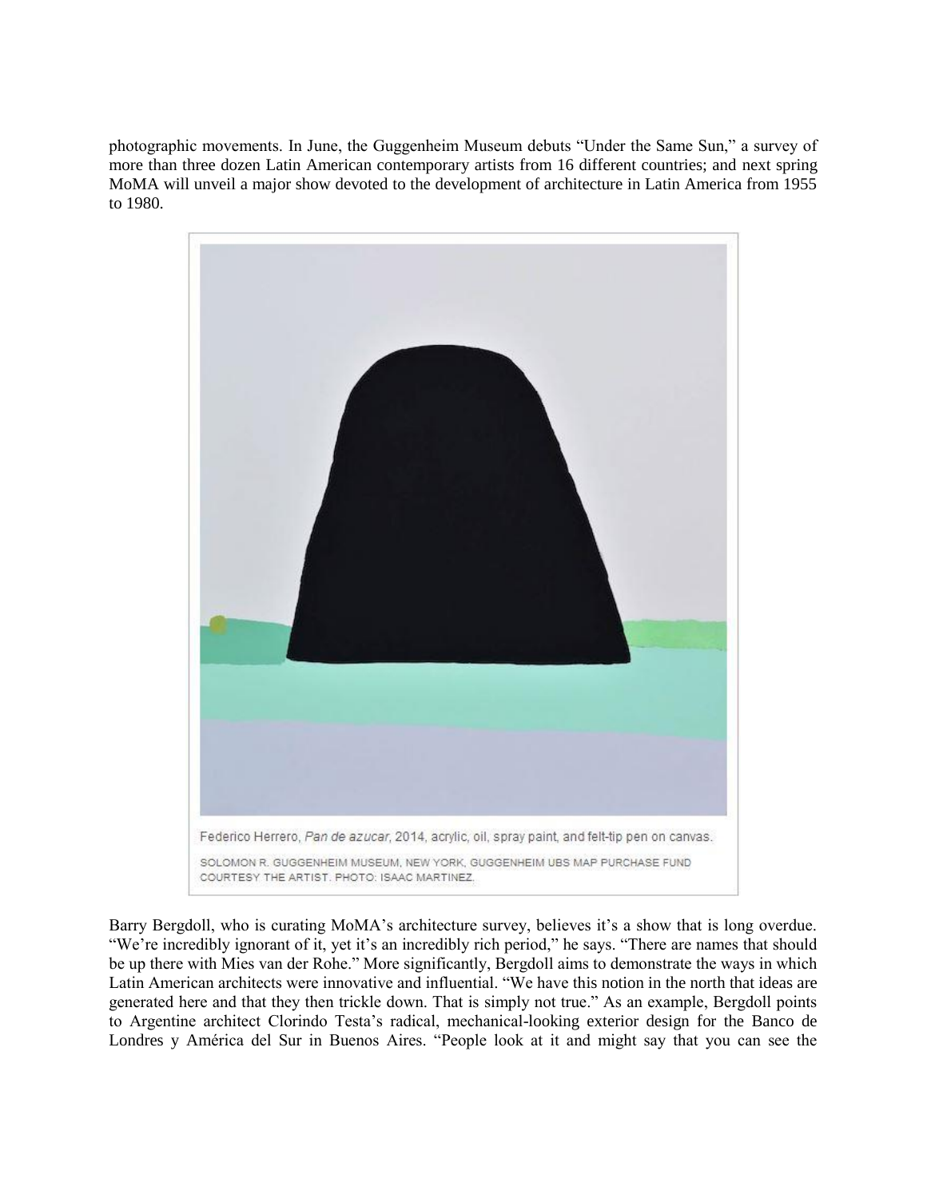photographic movements. In June, the Guggenheim Museum debuts "Under the Same Sun," a survey of more than three dozen Latin American contemporary artists from 16 different countries; and next spring MoMA will unveil a major show devoted to the development of architecture in Latin America from 1955 to 1980.

Federico Herrero, *Pan de azucar*, 2014, acrylic, oil, spray paint, and felt-tip pen on canvas.

SOLOMON R. GUGGENHEIM MUSEUM, NEW YORK, GUGGENHEIM UBS MAP PURCHASE FUND COURTESY THE ARTIST. PHOTO: ISAAC MARTINEZ.

Barry Bergdoll, who is curating MoMA's architecture survey, believes it's a show that is long overdue. "We're incredibly ignorant of it, yet it's an incredibly rich period," he says. "There are names that should be up there with Mies van der Rohe." More significantly, Bergdoll aims to demonstrate the ways in which Latin American architects were innovative and influential. "We have this notion in the north that ideas are generated here and that they then trickle down. That is simply not true." As an example, Bergdoll points to Argentine architect Clorindo Testa's radical, mechanical-looking exterior design for the Banco de Londres y América del Sur in Buenos Aires. "People look at it and might say that you can see the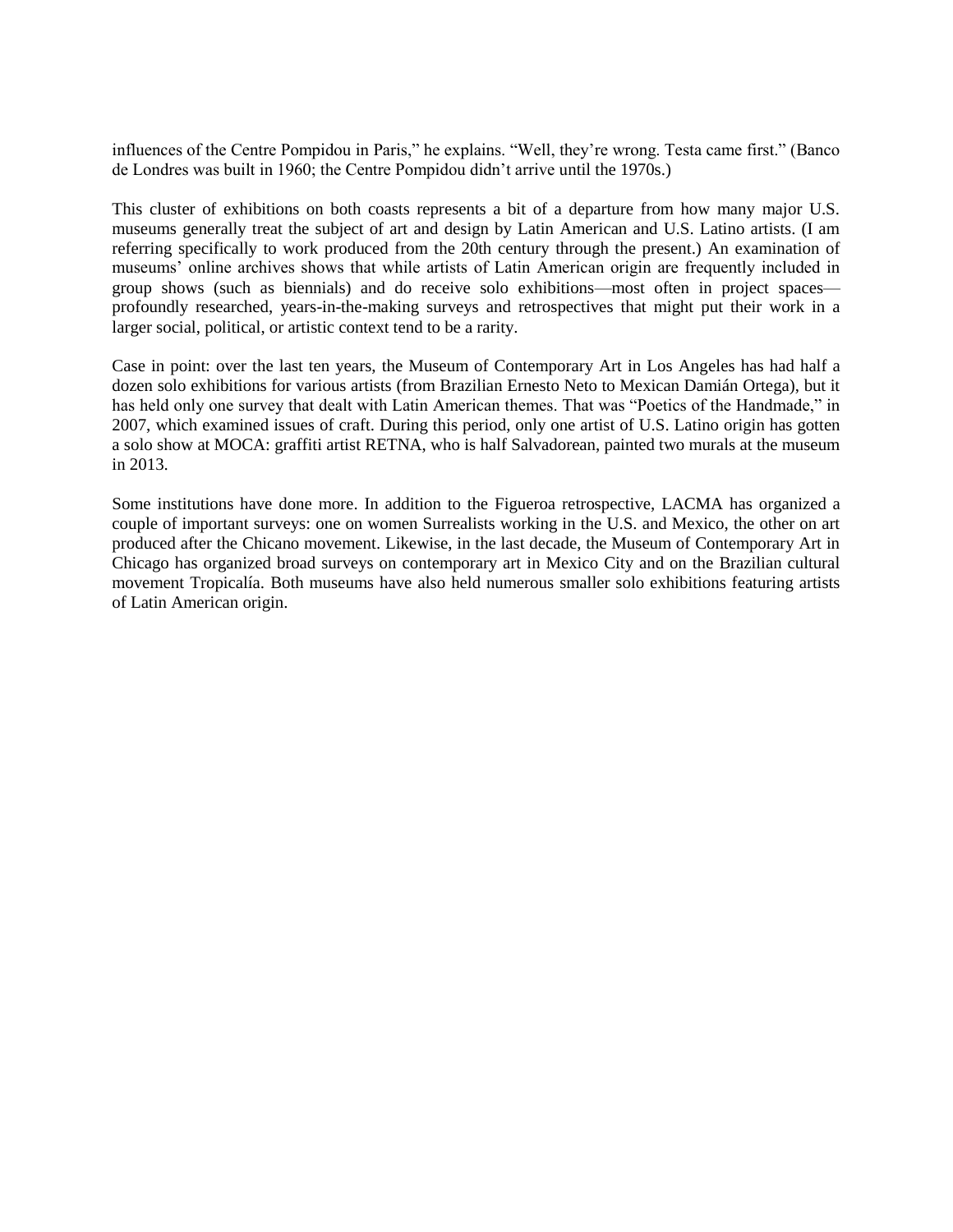influences of the Centre Pompidou in Paris," he explains. "Well, they're wrong. Testa came first." (Banco de Londres was built in 1960; the Centre Pompidou didn't arrive until the 1970s.)

This cluster of exhibitions on both coasts represents a bit of a departure from how many major U.S. museums generally treat the subject of art and design by Latin American and U.S. Latino artists. (I am referring specifically to work produced from the 20th century through the present.) An examination of museums' online archives shows that while artists of Latin American origin are frequently included in group shows (such as biennials) and do receive solo exhibitions—most often in project spaces—profoundly researched, years-in-the-making surveys and retrospectives that might put their work in a larger social, political, or artistic context tend to be a rarity.

Case in point: over the last ten years, the Museum of Contemporary Art in Los Angeles has had half a dozen solo exhibitions for various artists (from Brazilian Ernesto Neto to Mexican Damián Ortega), but it has held only one survey that dealt with Latin American themes. That was "Poetics of the Handmade," in 2007, which examined issues of craft. During this period, only one artist of U.S. Latino origin has gotten a solo show at MOCA: graffiti artist RETNA, who is half Salvadorean, painted two murals at the museum in 2013.

Some institutions have done more. In addition to the Figueroa retrospective, LACMA has organized a couple of important surveys: one on women Surrealists working in the U.S. and Mexico, the other on art produced after the Chicano movement. Likewise, in the last decade, the Museum of Contemporary Art in Chicago has organized broad surveys on contemporary art in Mexico City and on the Brazilian cultural movement Tropicalía. Both museums have also held numerous smaller solo exhibitions featuring artists of Latin American origin.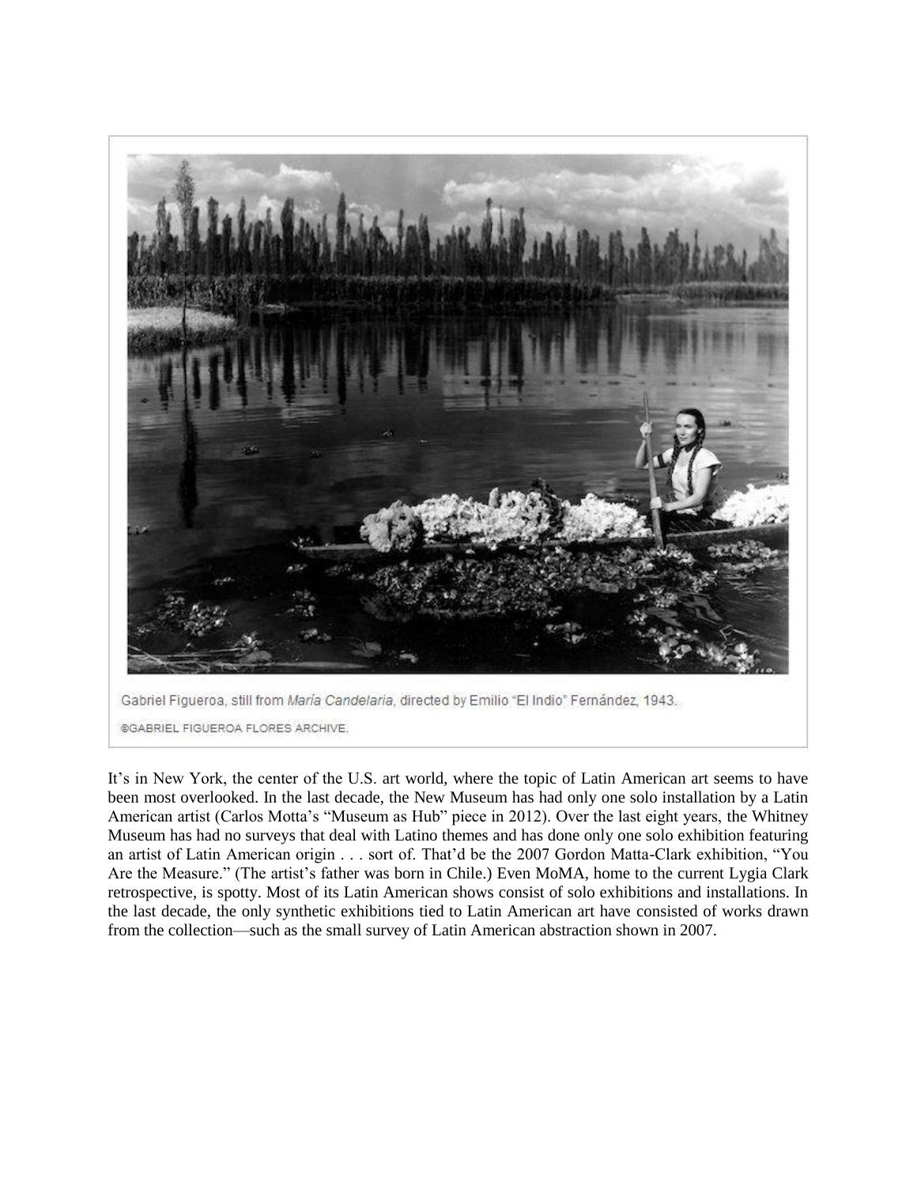Gabriel Figueroa, still from *María Candelaria*, directed by Emilio "El Indio" Fernández, 1943.

©GABRIEL FIGUEROA FLORES ARCHIVE.

It's in New York, the center of the U.S. art world, where the topic of Latin American art seems to have been most overlooked. In the last decade, the New Museum has had only one solo installation by a Latin American artist (Carlos Motta's "Museum as Hub" piece in 2012). Over the last eight years, the Whitney Museum has had no surveys that deal with Latino themes and has done only one solo exhibition featuring an artist of Latin American origin . . . sort of. That'd be the 2007 Gordon Matta-Clark exhibition, "You Are the Measure." (The artist's father was born in Chile.) Even MoMA, home to the current Lygia Clark retrospective, is spotty. Most of its Latin American shows consist of solo exhibitions and installations. In the last decade, the only synthetic exhibitions tied to Latin American art have consisted of works drawn from the collection—such as the small survey of Latin American abstraction shown in 2007.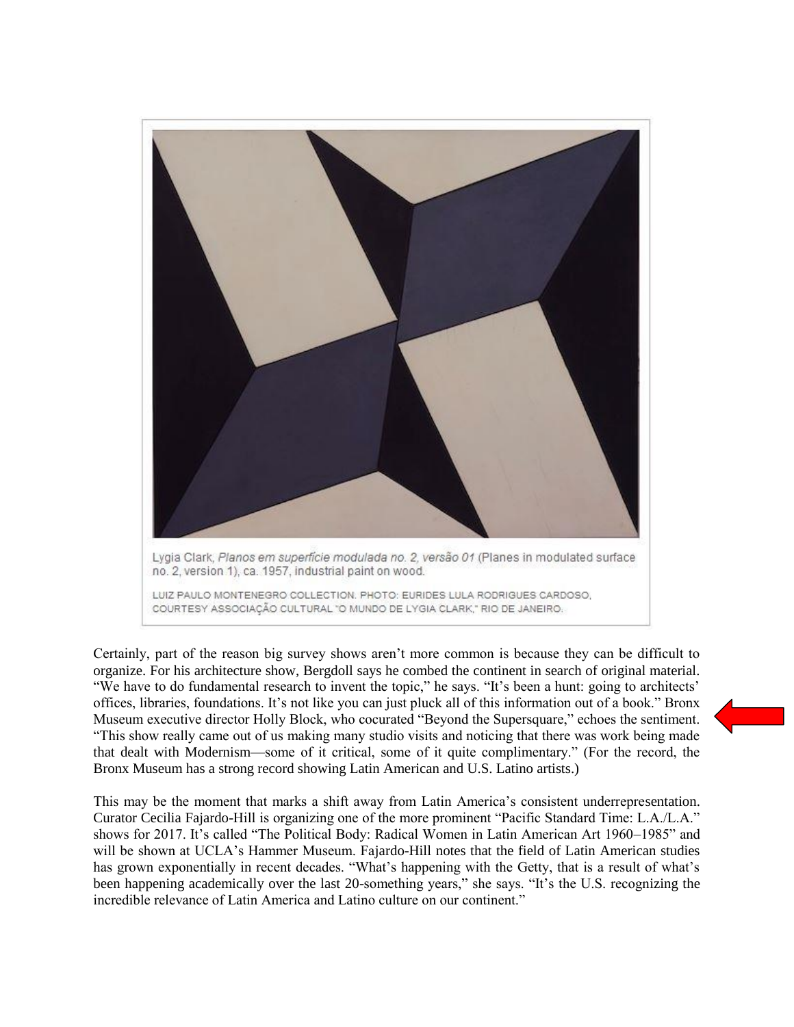Lygia Clark, *Planos em superfície modulada no. 2, versão 01* (Planes in modulated surface no. 2, version 1), ca. 1957, industrial paint on wood.

LUIZ PAULO MONTENEGRO COLLECTION. PHOTO: EURIDES LULA RODRIGUES CARDOSO, COURTESY ASSOCIAÇÃO CULTURAL "O MUNDO DE LYGIA CLARK," RIO DE JANEIRO.

Certainly, part of the reason big survey shows aren't more common is because they can be difficult to organize. For his architecture show, Bergdoll says he combed the continent in search of original material. "We have to do fundamental research to invent the topic," he says. "It's been a hunt: going to architects' offices, libraries, foundations. It's not like you can just pluck all of this information out of a book." Bronx Museum executive director Holly Block, who cocurated "Beyond the Supersquare," echoes the sentiment. "This show really came out of us making many studio visits and noticing that there was work being made that dealt with Modernism—some of it critical, some of it quite complimentary." (For the record, the Bronx Museum has a strong record showing Latin American and U.S. Latino artists.)

This may be the moment that marks a shift away from Latin America's consistent underrepresentation. Curator Cecilia Fajardo-Hill is organizing one of the more prominent "Pacific Standard Time: L.A./L.A." shows for 2017. It's called "The Political Body: Radical Women in Latin American Art 1960–1985" and will be shown at UCLA's Hammer Museum. Fajardo-Hill notes that the field of Latin American studies has grown exponentially in recent decades. "What's happening with the Getty, that is a result of what's been happening academically over the last 20-something years," she says. "It's the U.S. recognizing the incredible relevance of Latin America and Latino culture on our continent."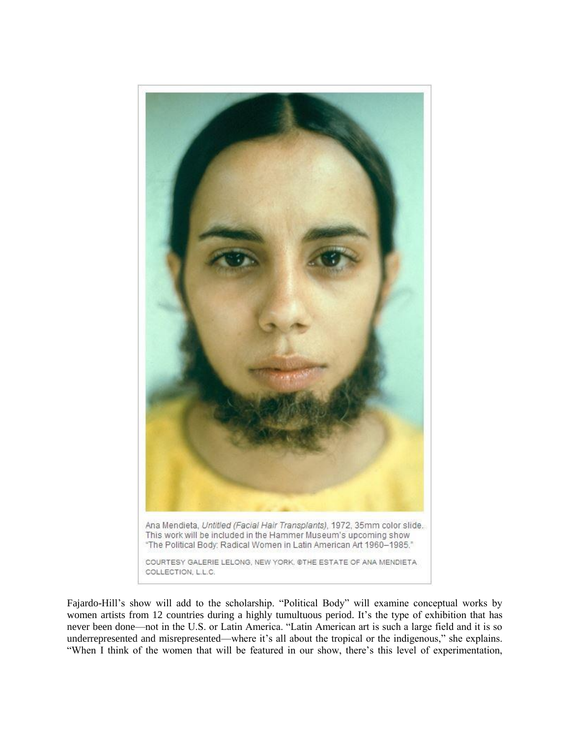Ana Mendieta, *Untitled (Facial Hair Transplants)*, 1972, 35mm color slide. This work will be included in the Hammer Museum's upcoming show "The Political Body: Radical Women in Latin American Art 1960–1985."

COURTESY GALERIE LELONG, NEW YORK. ©THE ESTATE OF ANA MENDIETA COLLECTION, L.L.C.

Fajardo-Hill's show will add to the scholarship. "Political Body" will examine conceptual works by women artists from 12 countries during a highly tumultuous period. It's the type of exhibition that has never been done—not in the U.S. or Latin America. "Latin American art is such a large field and it is so underrepresented and misrepresented—where it's all about the tropical or the indigenous," she explains. "When I think of the women that will be featured in our show, there's this level of experimentation,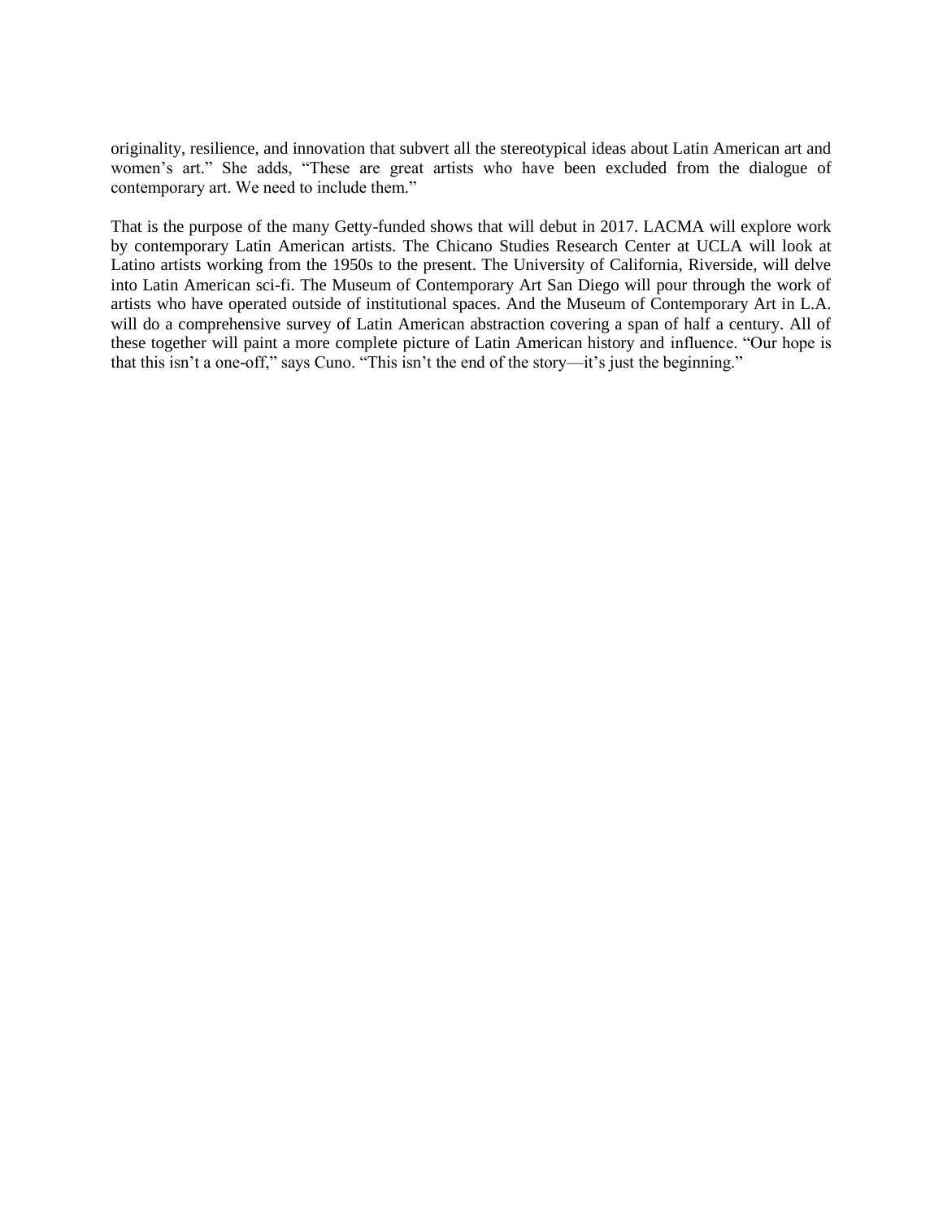originality, resilience, and innovation that subvert all the stereotypical ideas about Latin American art and women's art." She adds, "These are great artists who have been excluded from the dialogue of contemporary art. We need to include them."

That is the purpose of the many Getty-funded shows that will debut in 2017. LACMA will explore work by contemporary Latin American artists. The Chicano Studies Research Center at UCLA will look at Latino artists working from the 1950s to the present. The University of California, Riverside, will delve into Latin American sci-fi. The Museum of Contemporary Art San Diego will pour through the work of artists who have operated outside of institutional spaces. And the Museum of Contemporary Art in L.A. will do a comprehensive survey of Latin American abstraction covering a span of half a century. All of these together will paint a more complete picture of Latin American history and influence. "Our hope is that this isn't a one-off," says Cuno. "This isn't the end of the story—it's just the beginning."